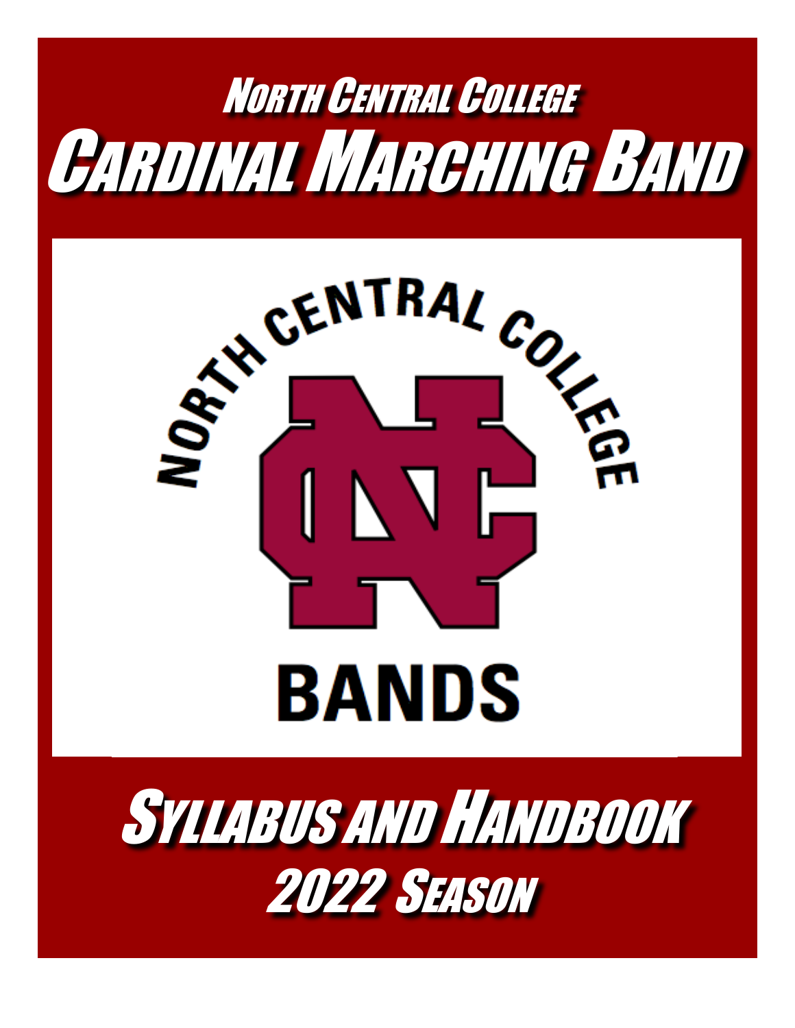# North Central College

# Cardinal Marching Band

North Central College

NC

BANDS

## Syllabus and Handbook

## 2022 Season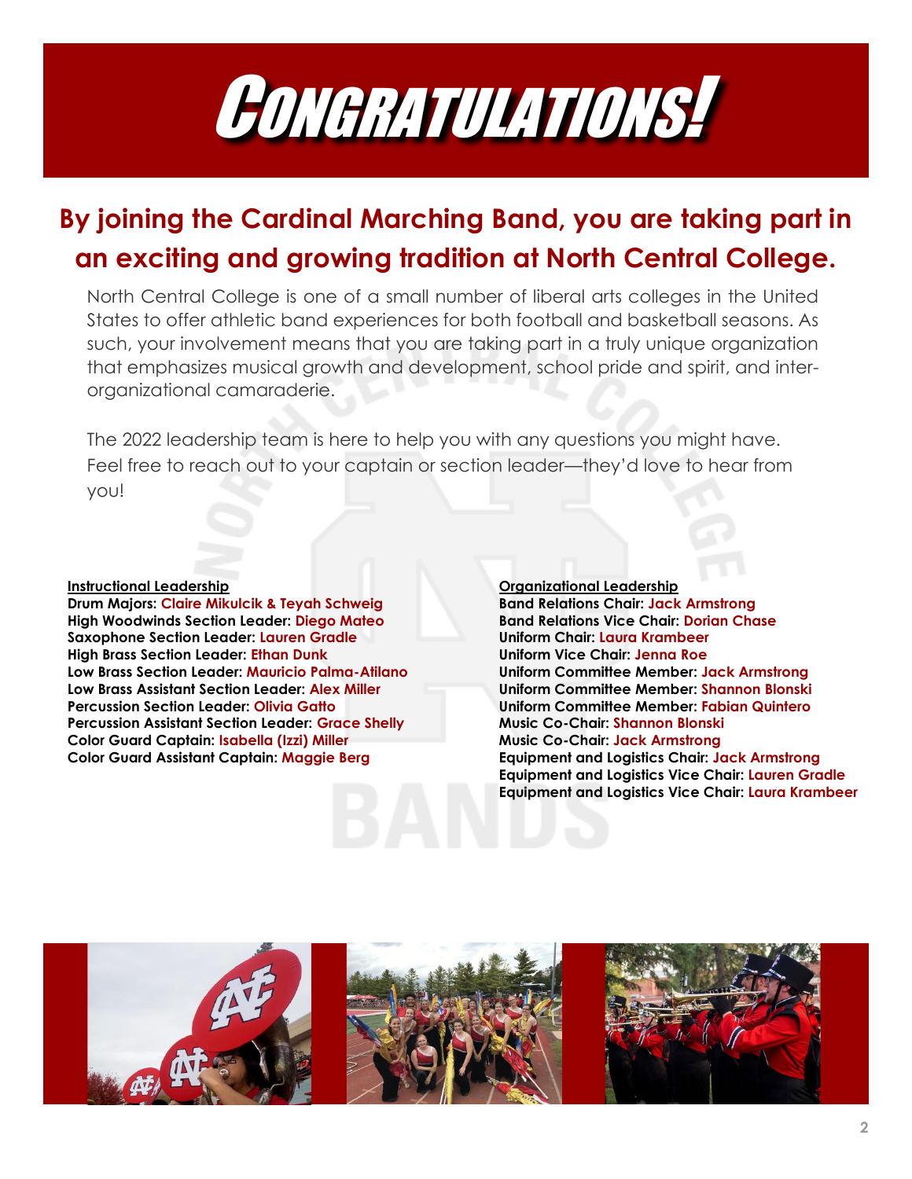# Congratulations!

## By joining the Cardinal Marching Band, you are taking part in an exciting and growing tradition at North Central College.

North Central College is one of a small number of liberal arts colleges in the United States to offer athletic band experiences for both football and basketball seasons. As such, your involvement means that you are taking part in a truly unique organization that emphasizes musical growth and development, school pride and spirit, and inter-organizational camaraderie.

The 2022 leadership team is here to help you with any questions you might have. Feel free to reach out to your captain or section leader—they'd love to hear from you!

**Instructional Leadership**

**Drum Majors:** Claire Mikulcik & Teyah Schweig
**High Woodwinds Section Leader:** Diego Mateo
**Saxophone Section Leader:** Lauren Gradle
**High Brass Section Leader:** Ethan Dunk
**Low Brass Section Leader:** Mauricio Palma-Atilano
**Low Brass Assistant Section Leader:** Alex Miller
**Percussion Section Leader:** Olivia Gatto
**Percussion Assistant Section Leader:** Grace Shelly
**Color Guard Captain:** Isabella (Izzi) Miller
**Color Guard Assistant Captain:** Maggie Berg

**Organizational Leadership**

**Band Relations Chair:** Jack Armstrong
**Band Relations Vice Chair:** Dorian Chase
**Uniform Chair:** Laura Krambeer
**Uniform Vice Chair:** Jenna Roe
**Uniform Committee Member:** Jack Armstrong
**Uniform Committee Member:** Shannon Blonski
**Uniform Committee Member:** Fabian Quintero
**Music Co-Chair:** Shannon Blonski
**Music Co-Chair:** Jack Armstrong
**Equipment and Logistics Chair:** Jack Armstrong
**Equipment and Logistics Vice Chair:** Lauren Gradle
**Equipment and Logistics Vice Chair:** Laura Krambeer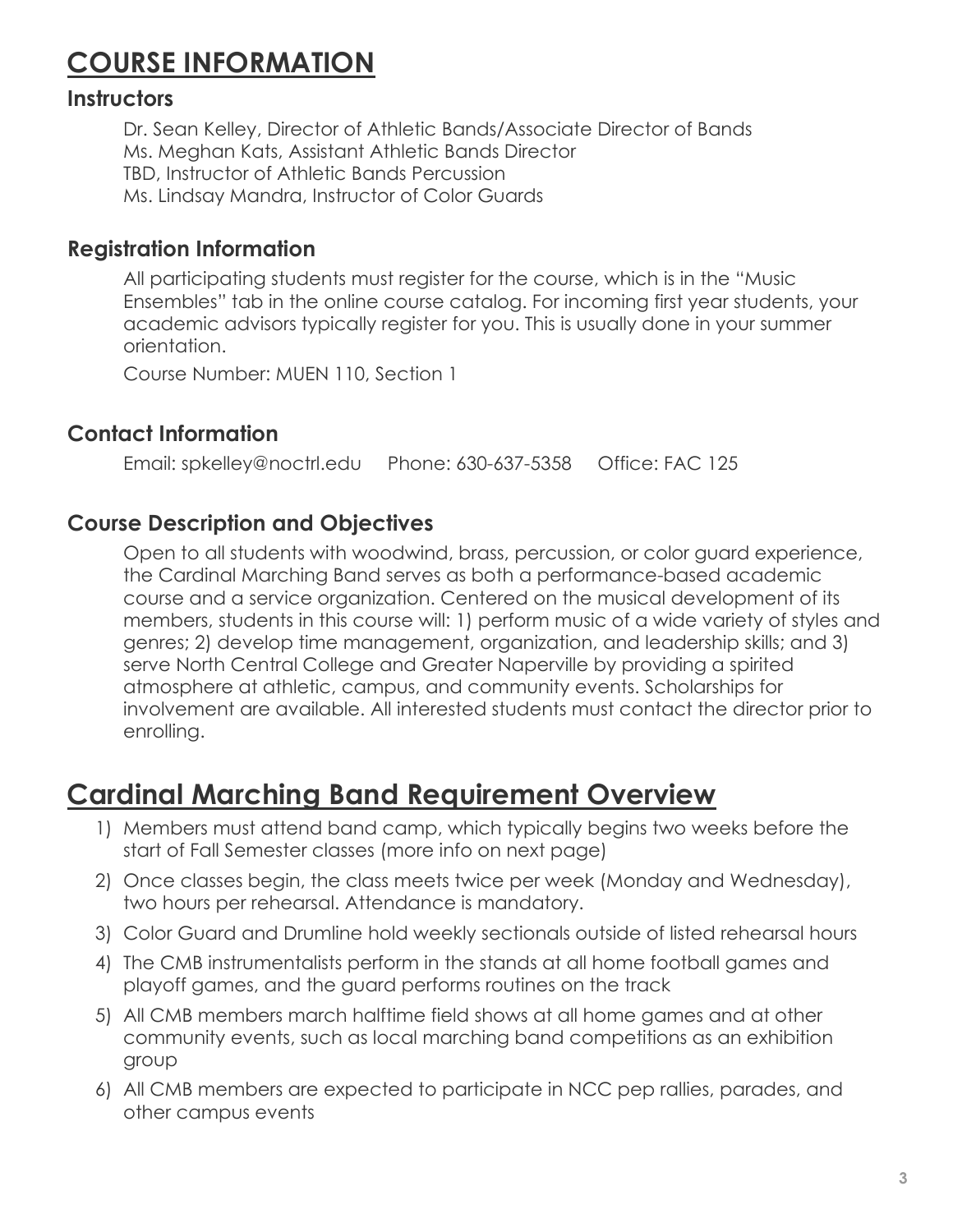# COURSE INFORMATION

## Instructors

Dr. Sean Kelley, Director of Athletic Bands/Associate Director of Bands
Ms. Meghan Kats, Assistant Athletic Bands Director
TBD, Instructor of Athletic Bands Percussion
Ms. Lindsay Mandra, Instructor of Color Guards

## Registration Information

All participating students must register for the course, which is in the "Music Ensembles" tab in the online course catalog. For incoming first year students, your academic advisors typically register for you. This is usually done in your summer orientation.

Course Number: MUEN 110, Section 1

## Contact Information

Email: spkelley@noctrl.edu     Phone: 630-637-5358     Office: FAC 125

## Course Description and Objectives

Open to all students with woodwind, brass, percussion, or color guard experience, the Cardinal Marching Band serves as both a performance-based academic course and a service organization. Centered on the musical development of its members, students in this course will: 1) perform music of a wide variety of styles and genres; 2) develop time management, organization, and leadership skills; and 3) serve North Central College and Greater Naperville by providing a spirited atmosphere at athletic, campus, and community events. Scholarships for involvement are available. All interested students must contact the director prior to enrolling.

# Cardinal Marching Band Requirement Overview

1) Members must attend band camp, which typically begins two weeks before the start of Fall Semester classes (more info on next page)
2) Once classes begin, the class meets twice per week (Monday and Wednesday), two hours per rehearsal. Attendance is mandatory.
3) Color Guard and Drumline hold weekly sectionals outside of listed rehearsal hours
4) The CMB instrumentalists perform in the stands at all home football games and playoff games, and the guard performs routines on the track
5) All CMB members march halftime field shows at all home games and at other community events, such as local marching band competitions as an exhibition group
6) All CMB members are expected to participate in NCC pep rallies, parades, and other campus events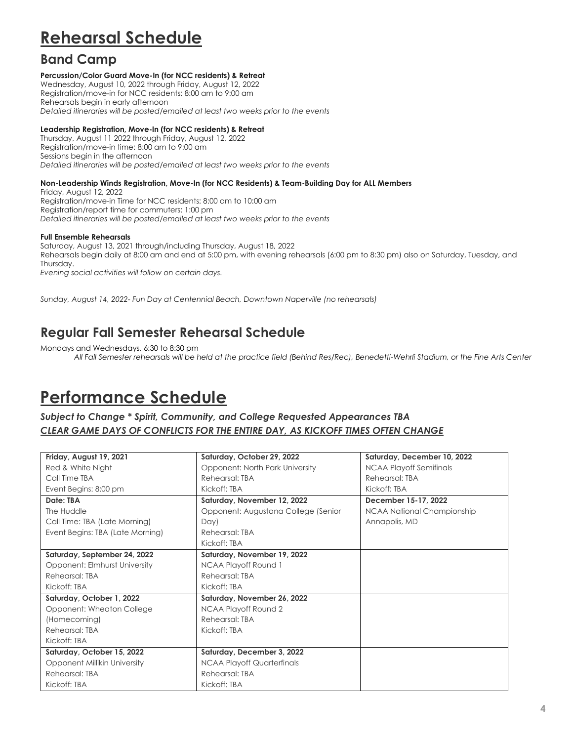# Rehearsal Schedule

## Band Camp

**Percussion/Color Guard Move-In (for NCC residents) & Retreat**
Wednesday, August 10, 2022 through Friday, August 12, 2022
Registration/move-in for NCC residents: 8:00 am to 9:00 am
Rehearsals begin in early afternoon
*Detailed itineraries will be posted/emailed at least two weeks prior to the events*

**Leadership Registration, Move-In (for NCC residents) & Retreat**
Thursday, August 11 2022 through Friday, August 12, 2022
Registration/move-in time: 8:00 am to 9:00 am
Sessions begin in the afternoon
*Detailed itineraries will be posted/emailed at least two weeks prior to the events*

**Non-Leadership Winds Registration, Move-In (for NCC Residents) & Team-Building Day for <u>ALL</u> Members**
Friday, August 12, 2022
Registration/move-in Time for NCC residents: 8:00 am to 10:00 am
Registration/report time for commuters: 1:00 pm
*Detailed itineraries will be posted/emailed at least two weeks prior to the events*

**Full Ensemble Rehearsals**
Saturday, August 13, 2021 through/including Thursday, August 18, 2022
Rehearsals begin daily at 8:00 am and end at 5:00 pm, with evening rehearsals (6:00 pm to 8:30 pm) also on Saturday, Tuesday, and Thursday.
*Evening social activities will follow on certain days.*

*Sunday, August 14, 2022- Fun Day at Centennial Beach, Downtown Naperville (no rehearsals)*

## Regular Fall Semester Rehearsal Schedule

Mondays and Wednesdays, 6:30 to 8:30 pm

*All Fall Semester rehearsals will be held at the practice field (Behind Res/Rec), Benedetti-Wehrli Stadium, or the Fine Arts Center*

# Performance Schedule

***Subject to Change * Spirit, Community, and College Requested Appearances TBA***

***<u>CLEAR GAME DAYS OF CONFLICTS FOR THE ENTIRE DAY, AS KICKOFF TIMES OFTEN CHANGE</u>***

| | | |
|---|---|---|
| **Friday, August 19, 2021**<br>Red & White Night<br>Call Time TBA<br>Event Begins: 8:00 pm | **Saturday, October 29, 2022**<br>Opponent: North Park University<br>Rehearsal: TBA<br>Kickoff: TBA | **Saturday, December 10, 2022**<br>NCAA Playoff Semifinals<br>Rehearsal: TBA<br>Kickoff: TBA |
| **Date: TBA**<br>The Huddle<br>Call Time: TBA (Late Morning)<br>Event Begins: TBA (Late Morning) | **Saturday, November 12, 2022**<br>Opponent: Augustana College (Senior Day)<br>Rehearsal: TBA<br>Kickoff: TBA | **December 15-17, 2022**<br>NCAA National Championship<br>Annapolis, MD |
| **Saturday, September 24, 2022**<br>Opponent: Elmhurst University<br>Rehearsal: TBA<br>Kickoff: TBA | **Saturday, November 19, 2022**<br>NCAA Playoff Round 1<br>Rehearsal: TBA<br>Kickoff: TBA | |
| **Saturday, October 1, 2022**<br>Opponent: Wheaton College (Homecoming)<br>Rehearsal: TBA<br>Kickoff: TBA | **Saturday, November 26, 2022**<br>NCAA Playoff Round 2<br>Rehearsal: TBA<br>Kickoff: TBA | |
| **Saturday, October 15, 2022**<br>Opponent Millikin University<br>Rehearsal: TBA<br>Kickoff: TBA | **Saturday, December 3, 2022**<br>NCAA Playoff Quarterfinals<br>Rehearsal: TBA<br>Kickoff: TBA | |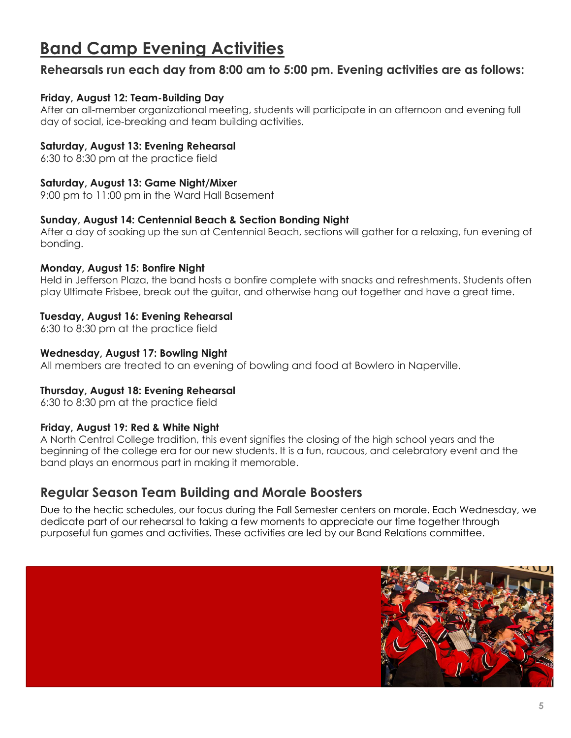# Band Camp Evening Activities

### Rehearsals run each day from 8:00 am to 5:00 pm. Evening activities are as follows:

**Friday, August 12: Team-Building Day**
After an all-member organizational meeting, students will participate in an afternoon and evening full day of social, ice-breaking and team building activities.

**Saturday, August 13: Evening Rehearsal**
6:30 to 8:30 pm at the practice field

**Saturday, August 13: Game Night/Mixer**
9:00 pm to 11:00 pm in the Ward Hall Basement

**Sunday, August 14: Centennial Beach & Section Bonding Night**
After a day of soaking up the sun at Centennial Beach, sections will gather for a relaxing, fun evening of bonding.

**Monday, August 15: Bonfire Night**
Held in Jefferson Plaza, the band hosts a bonfire complete with snacks and refreshments. Students often play Ultimate Frisbee, break out the guitar, and otherwise hang out together and have a great time.

**Tuesday, August 16: Evening Rehearsal**
6:30 to 8:30 pm at the practice field

**Wednesday, August 17: Bowling Night**
All members are treated to an evening of bowling and food at Bowlero in Naperville.

**Thursday, August 18: Evening Rehearsal**
6:30 to 8:30 pm at the practice field

**Friday, August 19: Red & White Night**
A North Central College tradition, this event signifies the closing of the high school years and the beginning of the college era for our new students. It is a fun, raucous, and celebratory event and the band plays an enormous part in making it memorable.

## Regular Season Team Building and Morale Boosters

Due to the hectic schedules, our focus during the Fall Semester centers on morale. Each Wednesday, we dedicate part of our rehearsal to taking a few moments to appreciate our time together through purposeful fun games and activities. These activities are led by our Band Relations committee.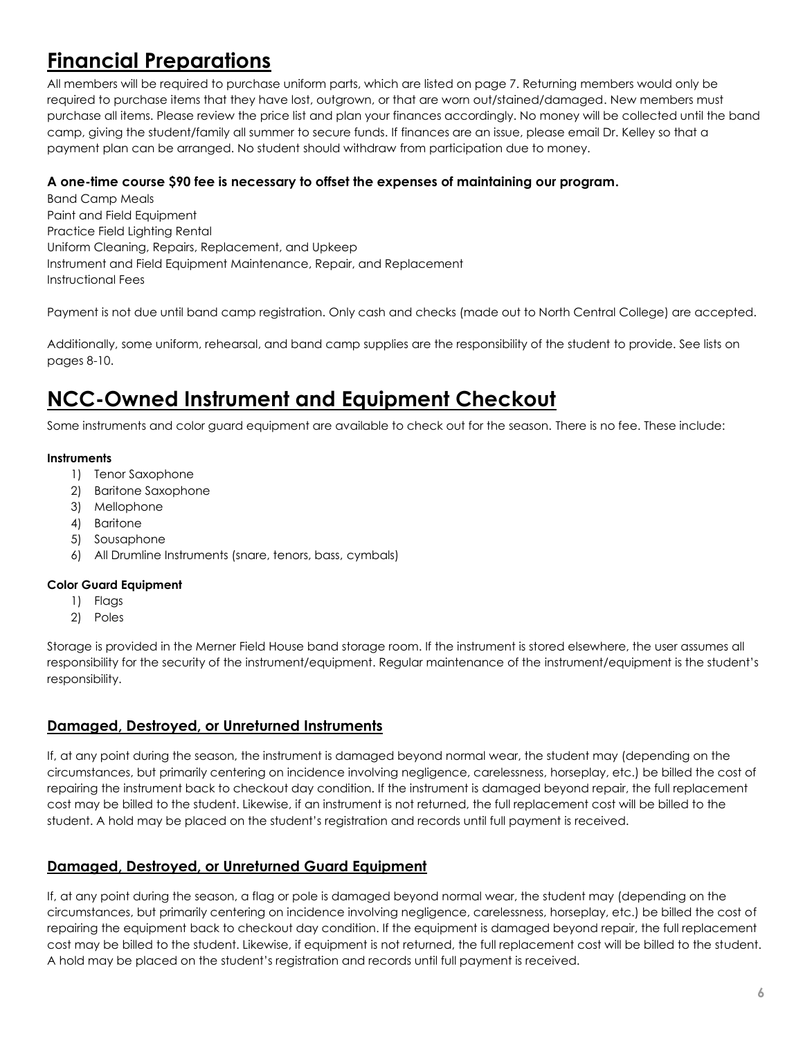# Financial Preparations

All members will be required to purchase uniform parts, which are listed on page 7. Returning members would only be required to purchase items that they have lost, outgrown, or that are worn out/stained/damaged. New members must purchase all items. Please review the price list and plan your finances accordingly. No money will be collected until the band camp, giving the student/family all summer to secure funds. If finances are an issue, please email Dr. Kelley so that a payment plan can be arranged. No student should withdraw from participation due to money.

**A one-time course $90 fee is necessary to offset the expenses of maintaining our program.**

Band Camp Meals
Paint and Field Equipment
Practice Field Lighting Rental
Uniform Cleaning, Repairs, Replacement, and Upkeep
Instrument and Field Equipment Maintenance, Repair, and Replacement
Instructional Fees

Payment is not due until band camp registration. Only cash and checks (made out to North Central College) are accepted.

Additionally, some uniform, rehearsal, and band camp supplies are the responsibility of the student to provide. See lists on pages 8-10.

# NCC-Owned Instrument and Equipment Checkout

Some instruments and color guard equipment are available to check out for the season. There is no fee. These include:

**Instruments**

1) Tenor Saxophone
2) Baritone Saxophone
3) Mellophone
4) Baritone
5) Sousaphone
6) All Drumline Instruments (snare, tenors, bass, cymbals)

**Color Guard Equipment**

1) Flags
2) Poles

Storage is provided in the Merner Field House band storage room. If the instrument is stored elsewhere, the user assumes all responsibility for the security of the instrument/equipment. Regular maintenance of the instrument/equipment is the student's responsibility.

## Damaged, Destroyed, or Unreturned Instruments

If, at any point during the season, the instrument is damaged beyond normal wear, the student may (depending on the circumstances, but primarily centering on incidence involving negligence, carelessness, horseplay, etc.) be billed the cost of repairing the instrument back to checkout day condition. If the instrument is damaged beyond repair, the full replacement cost may be billed to the student. Likewise, if an instrument is not returned, the full replacement cost will be billed to the student. A hold may be placed on the student's registration and records until full payment is received.

## Damaged, Destroyed, or Unreturned Guard Equipment

If, at any point during the season, a flag or pole is damaged beyond normal wear, the student may (depending on the circumstances, but primarily centering on incidence involving negligence, carelessness, horseplay, etc.) be billed the cost of repairing the equipment back to checkout day condition. If the equipment is damaged beyond repair, the full replacement cost may be billed to the student. Likewise, if equipment is not returned, the full replacement cost will be billed to the student. A hold may be placed on the student's registration and records until full payment is received.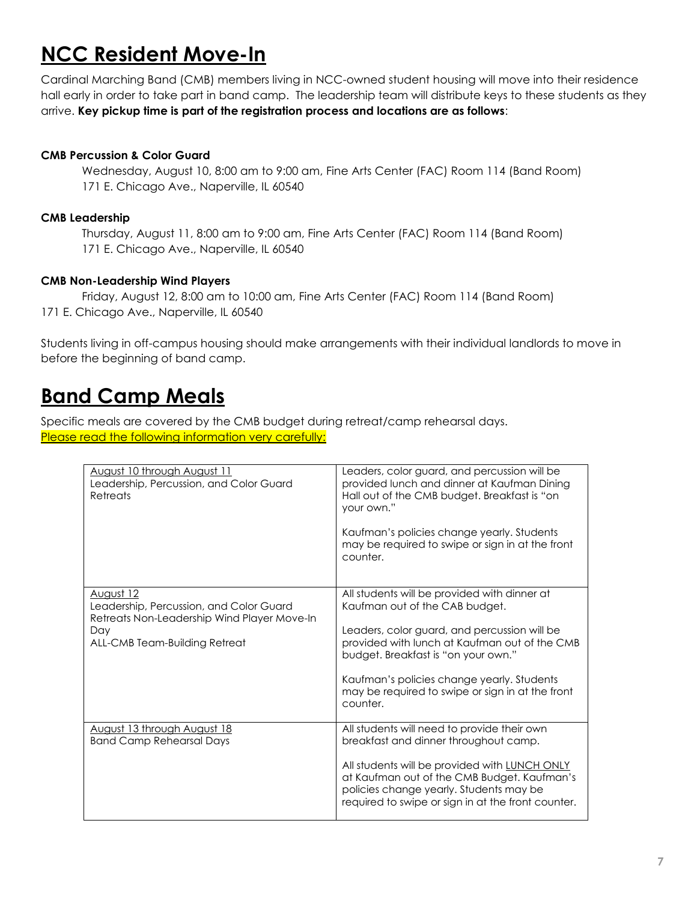# **NCC Resident Move-In**

Cardinal Marching Band (CMB) members living in NCC-owned student housing will move into their residence hall early in order to take part in band camp. The leadership team will distribute keys to these students as they arrive. **Key pickup time is part of the registration process and locations are as follows**:

**CMB Percussion & Color Guard**

Wednesday, August 10, 8:00 am to 9:00 am, Fine Arts Center (FAC) Room 114 (Band Room)
171 E. Chicago Ave., Naperville, IL 60540

**CMB Leadership**

Thursday, August 11, 8:00 am to 9:00 am, Fine Arts Center (FAC) Room 114 (Band Room)
171 E. Chicago Ave., Naperville, IL 60540

**CMB Non-Leadership Wind Players**

Friday, August 12, 8:00 am to 10:00 am, Fine Arts Center (FAC) Room 114 (Band Room)
171 E. Chicago Ave., Naperville, IL 60540

Students living in off-campus housing should make arrangements with their individual landlords to move in before the beginning of band camp.

# **Band Camp Meals**

Specific meals are covered by the CMB budget during retreat/camp rehearsal days.
Please read the following information very carefully:

| | |
|---|---|
| August 10 through August 11<br>Leadership, Percussion, and Color Guard Retreats | Leaders, color guard, and percussion will be provided lunch and dinner at Kaufman Dining Hall out of the CMB budget. Breakfast is "on your own."<br><br>Kaufman's policies change yearly. Students may be required to swipe or sign in at the front counter. |
| August 12<br>Leadership, Percussion, and Color Guard Retreats Non-Leadership Wind Player Move-In Day<br>ALL-CMB Team-Building Retreat | All students will be provided with dinner at Kaufman out of the CAB budget.<br><br>Leaders, color guard, and percussion will be provided with lunch at Kaufman out of the CMB budget. Breakfast is "on your own."<br><br>Kaufman's policies change yearly. Students may be required to swipe or sign in at the front counter. |
| August 13 through August 18<br>Band Camp Rehearsal Days | All students will need to provide their own breakfast and dinner throughout camp.<br><br>All students will be provided with LUNCH ONLY at Kaufman out of the CMB Budget. Kaufman's policies change yearly. Students may be required to swipe or sign in at the front counter. |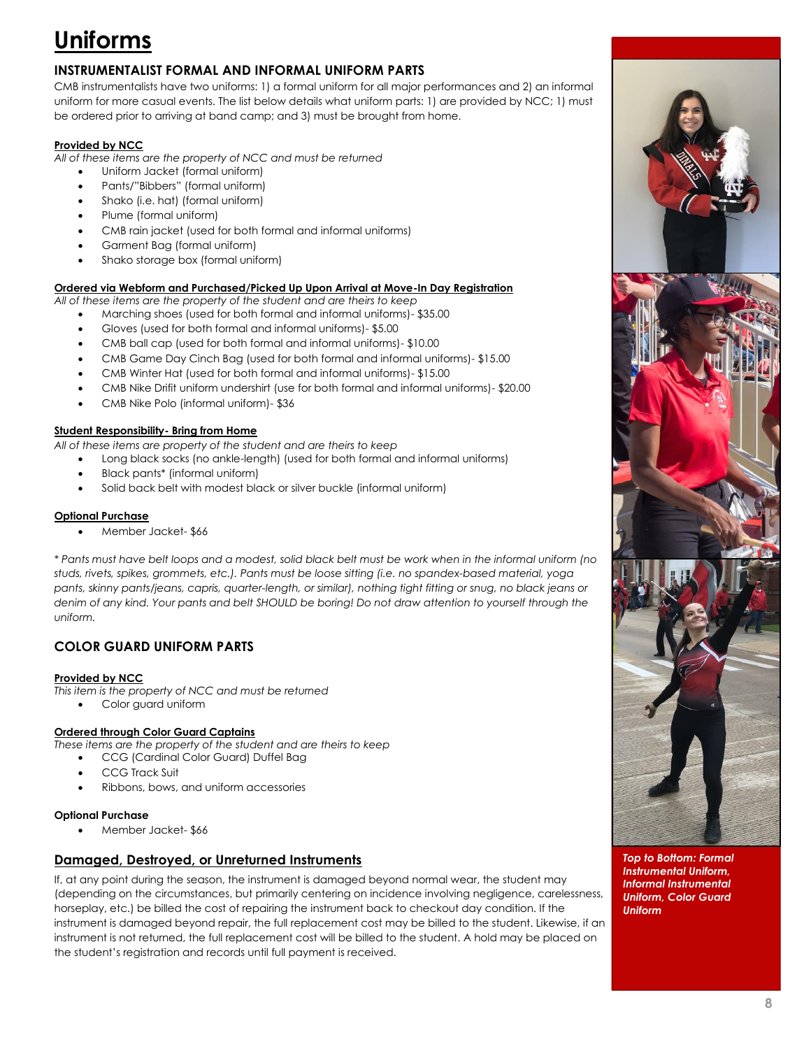# Uniforms

## INSTRUMENTALIST FORMAL AND INFORMAL UNIFORM PARTS

CMB instrumentalists have two uniforms: 1) a formal uniform for all major performances and 2) an informal uniform for more casual events. The list below details what uniform parts: 1) are provided by NCC; 1) must be ordered prior to arriving at band camp; and 3) must be brought from home.

**Provided by NCC**

*All of these items are the property of NCC and must be returned*

- Uniform Jacket (formal uniform)
- Pants/"Bibbers" (formal uniform)
- Shako (i.e. hat) (formal uniform)
- Plume (formal uniform)
- CMB rain jacket (used for both formal and informal uniforms)
- Garment Bag (formal uniform)
- Shako storage box (formal uniform)

**Ordered via Webform and Purchased/Picked Up Upon Arrival at Move-In Day Registration**

*All of these items are the property of the student and are theirs to keep*

- Marching shoes (used for both formal and informal uniforms)- $35.00
- Gloves (used for both formal and informal uniforms)- $5.00
- CMB ball cap (used for both formal and informal uniforms)- $10.00
- CMB Game Day Cinch Bag (used for both formal and informal uniforms)- $15.00
- CMB Winter Hat (used for both formal and informal uniforms)- $15.00
- CMB Nike Drifit uniform undershirt (use for both formal and informal uniforms)- $20.00
- CMB Nike Polo (informal uniform)- $36

**Student Responsibility- Bring from Home**

*All of these items are property of the student and are theirs to keep*

- Long black socks (no ankle-length) (used for both formal and informal uniforms)
- Black pants* (informal uniform)
- Solid back belt with modest black or silver buckle (informal uniform)

**Optional Purchase**

- Member Jacket- $66

*\* Pants must have belt loops and a modest, solid black belt must be work when in the informal uniform (no studs, rivets, spikes, grommets, etc.). Pants must be loose sitting (i.e. no spandex-based material, yoga pants, skinny pants/jeans, capris, quarter-length, or similar), nothing tight fitting or snug, no black jeans or denim of any kind. Your pants and belt SHOULD be boring! Do not draw attention to yourself through the uniform.*

## COLOR GUARD UNIFORM PARTS

**Provided by NCC**

*This item is the property of NCC and must be returned*

- Color guard uniform

**Ordered through Color Guard Captains**

*These items are the property of the student and are theirs to keep*

- CCG (Cardinal Color Guard) Duffel Bag
- CCG Track Suit
- Ribbons, bows, and uniform accessories

**Optional Purchase**

- Member Jacket- $66

*Top to Bottom: Formal Instrumental Uniform, Informal Instrumental Uniform, Color Guard Uniform*

## Damaged, Destroyed, or Unreturned Instruments

If, at any point during the season, the instrument is damaged beyond normal wear, the student may (depending on the circumstances, but primarily centering on incidence involving negligence, carelessness, horseplay, etc.) be billed the cost of repairing the instrument back to checkout day condition. If the instrument is damaged beyond repair, the full replacement cost may be billed to the student. Likewise, if an instrument is not returned, the full replacement cost will be billed to the student. A hold may be placed on the student's registration and records until full payment is received.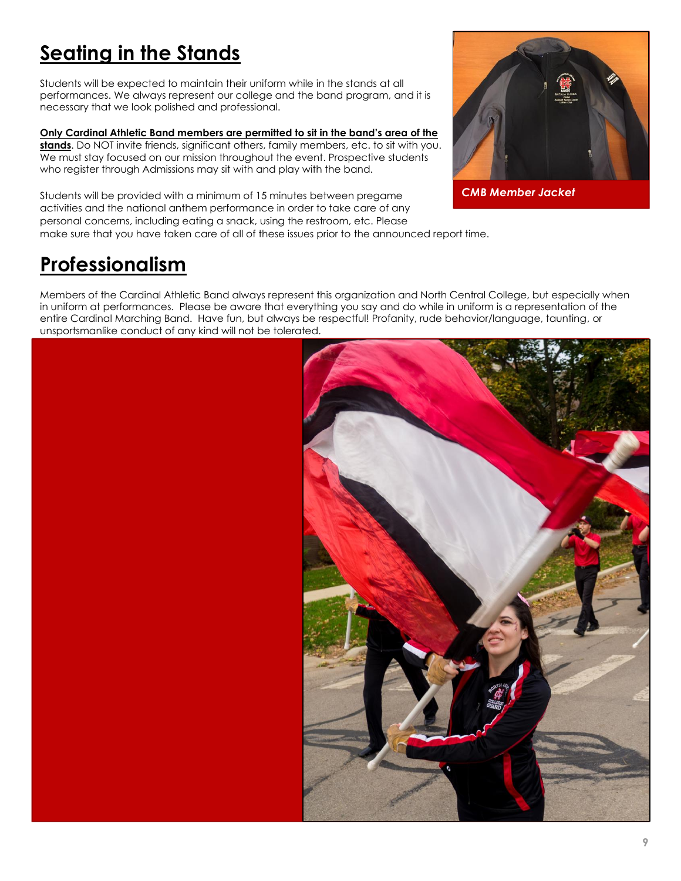## Seating in the Stands

Students will be expected to maintain their uniform while in the stands at all performances. We always represent our college and the band program, and it is necessary that we look polished and professional.

**Only Cardinal Athletic Band members are permitted to sit in the band's area of the stands**. Do NOT invite friends, significant others, family members, etc. to sit with you. We must stay focused on our mission throughout the event. Prospective students who register through Admissions may sit with and play with the band.

*CMB Member Jacket*

Students will be provided with a minimum of 15 minutes between pregame activities and the national anthem performance in order to take care of any personal concerns, including eating a snack, using the restroom, etc. Please make sure that you have taken care of all of these issues prior to the announced report time.

## Professionalism

Members of the Cardinal Athletic Band always represent this organization and North Central College, but especially when in uniform at performances. Please be aware that everything you say and do while in uniform is a representation of the entire Cardinal Marching Band. Have fun, but always be respectful! Profanity, rude behavior/language, taunting, or unsportsmanlike conduct of any kind will not be tolerated.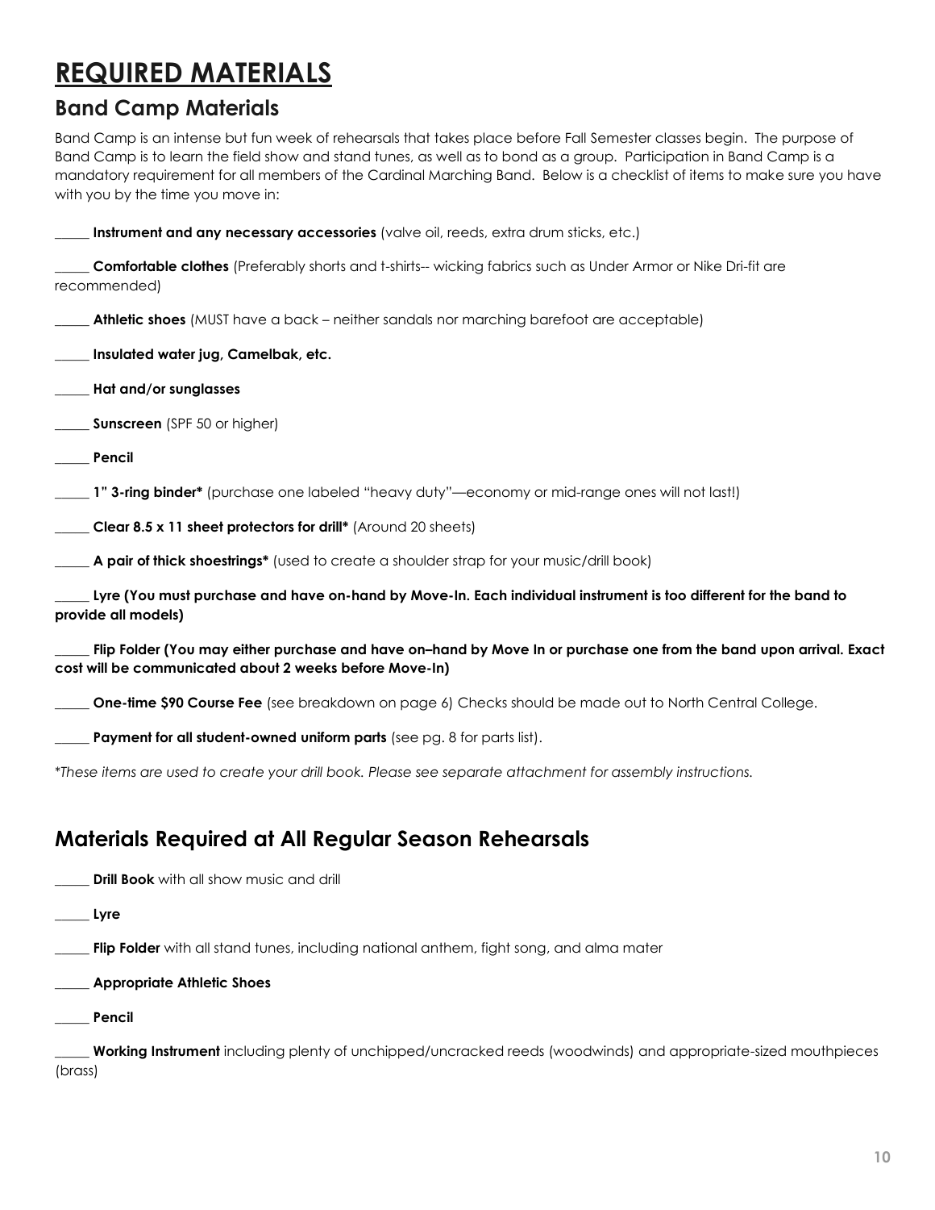# REQUIRED MATERIALS

## Band Camp Materials

Band Camp is an intense but fun week of rehearsals that takes place before Fall Semester classes begin. The purpose of Band Camp is to learn the field show and stand tunes, as well as to bond as a group. Participation in Band Camp is a mandatory requirement for all members of the Cardinal Marching Band. Below is a checklist of items to make sure you have with you by the time you move in:

_____ **Instrument and any necessary accessories** (valve oil, reeds, extra drum sticks, etc.)

_____ **Comfortable clothes** (Preferably shorts and t-shirts-- wicking fabrics such as Under Armor or Nike Dri-fit are recommended)

_____ **Athletic shoes** (MUST have a back – neither sandals nor marching barefoot are acceptable)

_____ **Insulated water jug, Camelbak, etc.**

_____ **Hat and/or sunglasses**

_____ **Sunscreen** (SPF 50 or higher)

_____ **Pencil**

_____ **1" 3-ring binder*** (purchase one labeled "heavy duty"—economy or mid-range ones will not last!)

_____ **Clear 8.5 x 11 sheet protectors for drill*** (Around 20 sheets)

_____ **A pair of thick shoestrings*** (used to create a shoulder strap for your music/drill book)

_____ **Lyre (You must purchase and have on-hand by Move-In. Each individual instrument is too different for the band to provide all models)**

_____ **Flip Folder (You may either purchase and have on–hand by Move In or purchase one from the band upon arrival. Exact cost will be communicated about 2 weeks before Move-In)**

_____ **One-time $90 Course Fee** (see breakdown on page 6) Checks should be made out to North Central College.

_____ **Payment for all student-owned uniform parts** (see pg. 8 for parts list).

*\*These items are used to create your drill book. Please see separate attachment for assembly instructions.*

## Materials Required at All Regular Season Rehearsals

_____ **Drill Book** with all show music and drill

_____ **Lyre**

_____ **Flip Folder** with all stand tunes, including national anthem, fight song, and alma mater

_____ **Appropriate Athletic Shoes**

_____ **Pencil**

_____ **Working Instrument** including plenty of unchipped/uncracked reeds (woodwinds) and appropriate-sized mouthpieces (brass)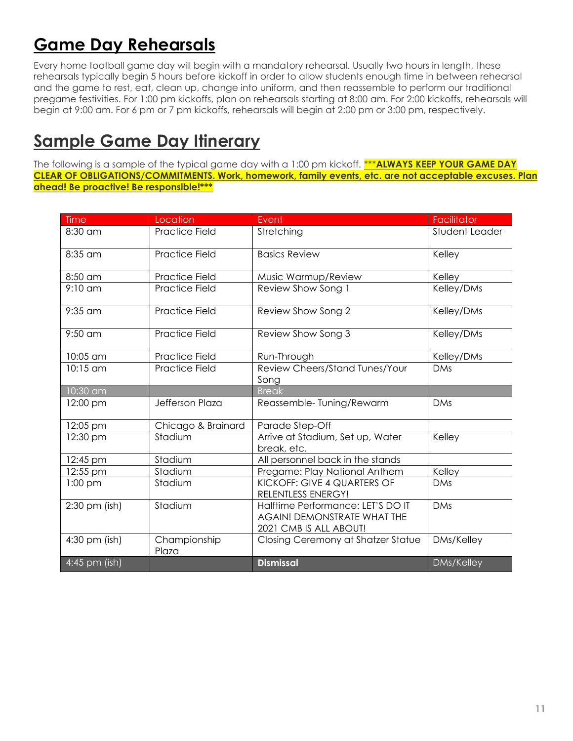## Game Day Rehearsals

Every home football game day will begin with a mandatory rehearsal. Usually two hours in length, these rehearsals typically begin 5 hours before kickoff in order to allow students enough time in between rehearsal and the game to rest, eat, clean up, change into uniform, and then reassemble to perform our traditional pregame festivities. For 1:00 pm kickoffs, plan on rehearsals starting at 8:00 am. For 2:00 kickoffs, rehearsals will begin at 9:00 am. For 6 pm or 7 pm kickoffs, rehearsals will begin at 2:00 pm or 3:00 pm, respectively.

## Sample Game Day Itinerary

The following is a sample of the typical game day with a 1:00 pm kickoff. ***ALWAYS KEEP YOUR GAME DAY CLEAR OF OBLIGATIONS/COMMITMENTS. Work, homework, family events, etc. are not acceptable excuses. Plan ahead! Be proactive! Be responsible!***

| Time | Location | Event | Facilitator |
|---|---|---|---|
| 8:30 am | Practice Field | Stretching | Student Leader |
| 8:35 am | Practice Field | Basics Review | Kelley |
| 8:50 am | Practice Field | Music Warmup/Review | Kelley |
| 9:10 am | Practice Field | Review Show Song 1 | Kelley/DMs |
| 9:35 am | Practice Field | Review Show Song 2 | Kelley/DMs |
| 9:50 am | Practice Field | Review Show Song 3 | Kelley/DMs |
| 10:05 am | Practice Field | Run-Through | Kelley/DMs |
| 10:15 am | Practice Field | Review Cheers/Stand Tunes/Your Song | DMs |
| 10:30 am | | Break | |
| 12:00 pm | Jefferson Plaza | Reassemble- Tuning/Rewarm | DMs |
| 12:05 pm | Chicago & Brainard | Parade Step-Off | |
| 12:30 pm | Stadium | Arrive at Stadium, Set up, Water break, etc. | Kelley |
| 12:45 pm | Stadium | All personnel back in the stands | |
| 12:55 pm | Stadium | Pregame: Play National Anthem | Kelley |
| 1:00 pm | Stadium | KICKOFF: GIVE 4 QUARTERS OF RELENTLESS ENERGY! | DMs |
| 2:30 pm (ish) | Stadium | Halftime Performance: LET'S DO IT AGAIN! DEMONSTRATE WHAT THE 2021 CMB IS ALL ABOUT! | DMs |
| 4:30 pm (ish) | Championship Plaza | Closing Ceremony at Shatzer Statue | DMs/Kelley |
| 4:45 pm (ish) | | **Dismissal** | DMs/Kelley |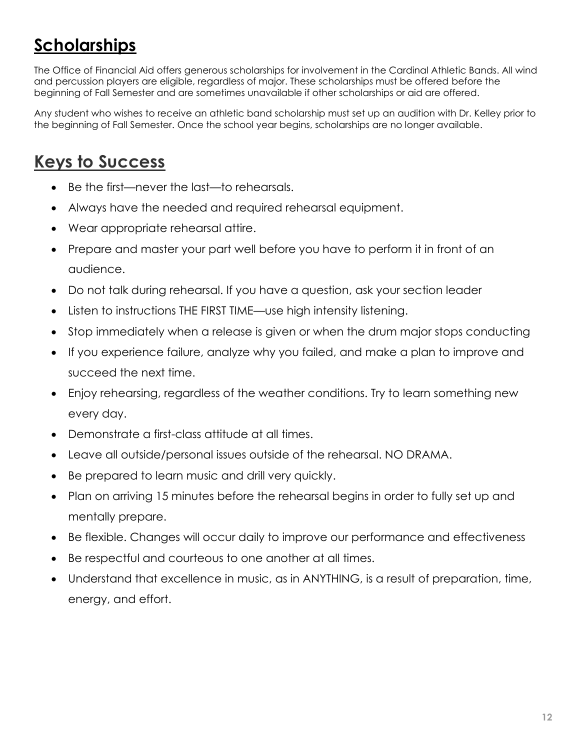## Scholarships

The Office of Financial Aid offers generous scholarships for involvement in the Cardinal Athletic Bands. All wind and percussion players are eligible, regardless of major. These scholarships must be offered before the beginning of Fall Semester and are sometimes unavailable if other scholarships or aid are offered.

Any student who wishes to receive an athletic band scholarship must set up an audition with Dr. Kelley prior to the beginning of Fall Semester. Once the school year begins, scholarships are no longer available.

## Keys to Success

- Be the first—never the last—to rehearsals.
- Always have the needed and required rehearsal equipment.
- Wear appropriate rehearsal attire.
- Prepare and master your part well before you have to perform it in front of an audience.
- Do not talk during rehearsal. If you have a question, ask your section leader
- Listen to instructions THE FIRST TIME—use high intensity listening.
- Stop immediately when a release is given or when the drum major stops conducting
- If you experience failure, analyze why you failed, and make a plan to improve and succeed the next time.
- Enjoy rehearsing, regardless of the weather conditions. Try to learn something new every day.
- Demonstrate a first-class attitude at all times.
- Leave all outside/personal issues outside of the rehearsal. NO DRAMA.
- Be prepared to learn music and drill very quickly.
- Plan on arriving 15 minutes before the rehearsal begins in order to fully set up and mentally prepare.
- Be flexible. Changes will occur daily to improve our performance and effectiveness
- Be respectful and courteous to one another at all times.
- Understand that excellence in music, as in ANYTHING, is a result of preparation, time, energy, and effort.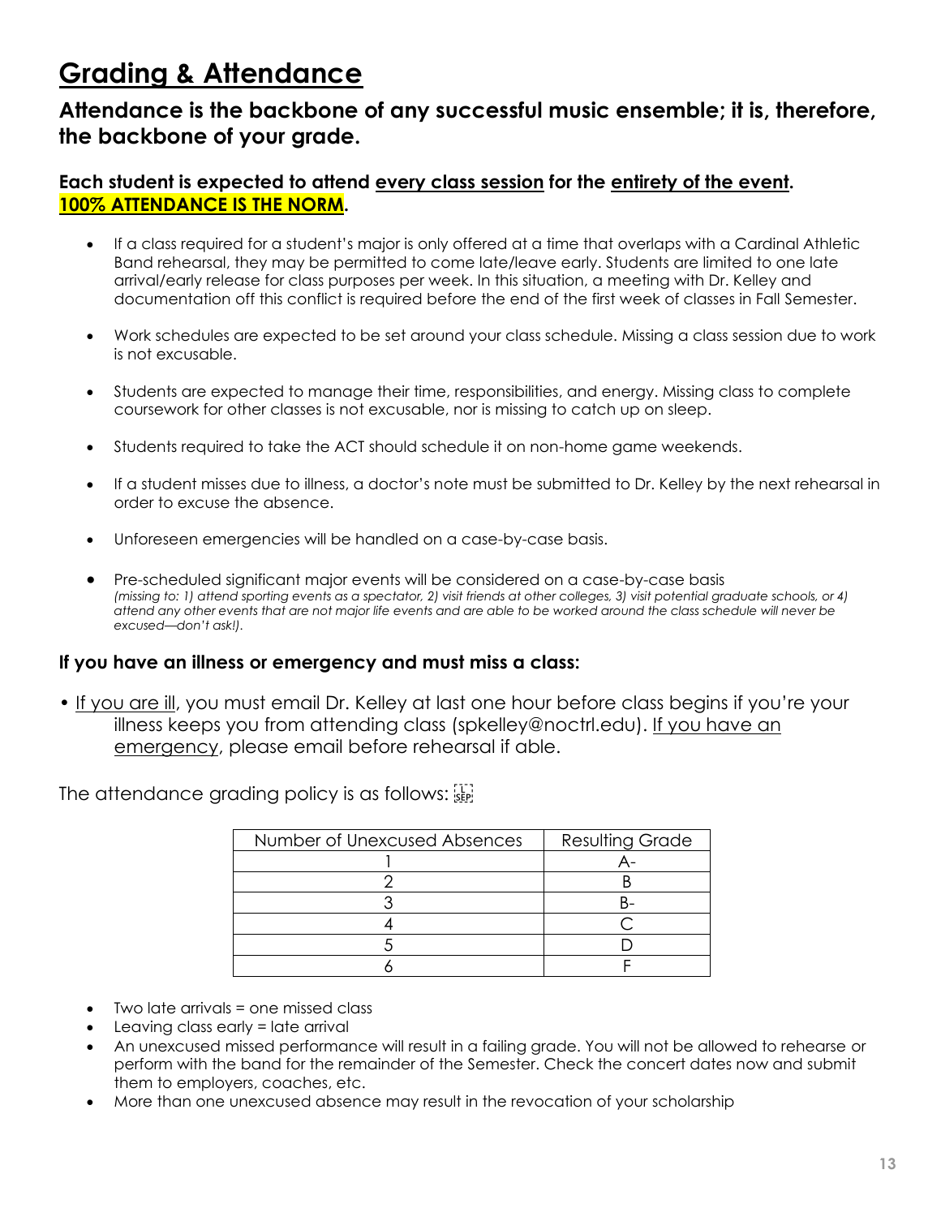# Grading & Attendance

## Attendance is the backbone of any successful music ensemble; it is, therefore, the backbone of your grade.

### Each student is expected to attend <u>every class session</u> for the <u>entirety of the event</u>. <u>100% ATTENDANCE IS THE NORM</u>.

- If a class required for a student's major is only offered at a time that overlaps with a Cardinal Athletic Band rehearsal, they may be permitted to come late/leave early. Students are limited to one late arrival/early release for class purposes per week. In this situation, a meeting with Dr. Kelley and documentation off this conflict is required before the end of the first week of classes in Fall Semester.

- Work schedules are expected to be set around your class schedule. Missing a class session due to work is not excusable.

- Students are expected to manage their time, responsibilities, and energy. Missing class to complete coursework for other classes is not excusable, nor is missing to catch up on sleep.

- Students required to take the ACT should schedule it on non-home game weekends.

- If a student misses due to illness, a doctor's note must be submitted to Dr. Kelley by the next rehearsal in order to excuse the absence.

- Unforeseen emergencies will be handled on a case-by-case basis.

- Pre-scheduled significant major events will be considered on a case-by-case basis *(missing to: 1) attend sporting events as a spectator, 2) visit friends at other colleges, 3) visit potential graduate schools, or 4) attend any other events that are not major life events and are able to be worked around the class schedule will never be excused—don't ask!).*

### If you have an illness or emergency and must miss a class:

• <u>If you are ill</u>, you must email Dr. Kelley at last one hour before class begins if you're your illness keeps you from attending class (spkelley@noctrl.edu). <u>If you have an emergency</u>, please email before rehearsal if able.

The attendance grading policy is as follows:

| Number of Unexcused Absences | Resulting Grade |
|---|---|
| 1 | A- |
| 2 | B |
| 3 | B- |
| 4 | C |
| 5 | D |
| 6 | F |

- Two late arrivals = one missed class
- Leaving class early = late arrival
- An unexcused missed performance will result in a failing grade. You will not be allowed to rehearse or perform with the band for the remainder of the Semester. Check the concert dates now and submit them to employers, coaches, etc.
- More than one unexcused absence may result in the revocation of your scholarship